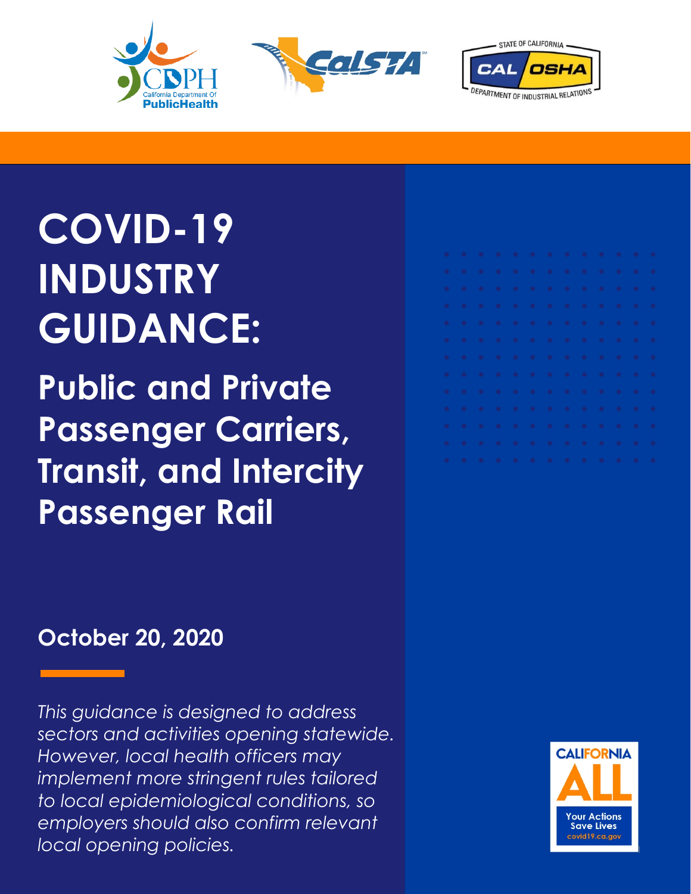# COVID-19 INDUSTRY GUIDANCE:

## Public and Private Passenger Carriers, Transit, and Intercity Passenger Rail

**October 20, 2020**

*This guidance is designed to address sectors and activities opening statewide. However, local health officers may implement more stringent rules tailored to local epidemiological conditions, so employers should also confirm relevant local opening policies.*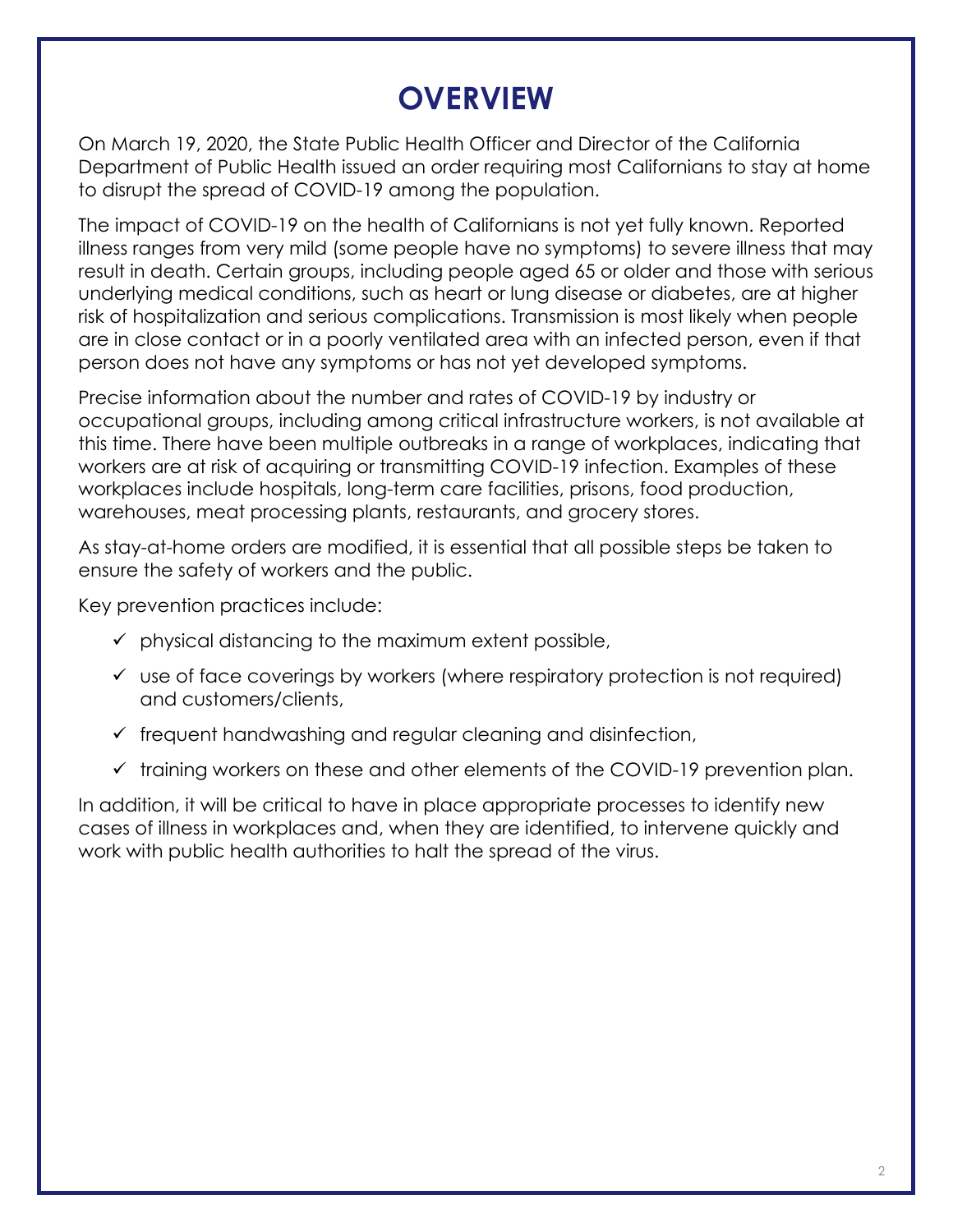# OVERVIEW

On March 19, 2020, the State Public Health Officer and Director of the California Department of Public Health issued an order requiring most Californians to stay at home to disrupt the spread of COVID-19 among the population.

The impact of COVID-19 on the health of Californians is not yet fully known. Reported illness ranges from very mild (some people have no symptoms) to severe illness that may result in death. Certain groups, including people aged 65 or older and those with serious underlying medical conditions, such as heart or lung disease or diabetes, are at higher risk of hospitalization and serious complications. Transmission is most likely when people are in close contact or in a poorly ventilated area with an infected person, even if that person does not have any symptoms or has not yet developed symptoms.

Precise information about the number and rates of COVID-19 by industry or occupational groups, including among critical infrastructure workers, is not available at this time. There have been multiple outbreaks in a range of workplaces, indicating that workers are at risk of acquiring or transmitting COVID-19 infection. Examples of these workplaces include hospitals, long-term care facilities, prisons, food production, warehouses, meat processing plants, restaurants, and grocery stores.

As stay-at-home orders are modified, it is essential that all possible steps be taken to ensure the safety of workers and the public.

Key prevention practices include:

- ✓ physical distancing to the maximum extent possible,
- ✓ use of face coverings by workers (where respiratory protection is not required) and customers/clients,
- ✓ frequent handwashing and regular cleaning and disinfection,
- ✓ training workers on these and other elements of the COVID-19 prevention plan.

In addition, it will be critical to have in place appropriate processes to identify new cases of illness in workplaces and, when they are identified, to intervene quickly and work with public health authorities to halt the spread of the virus.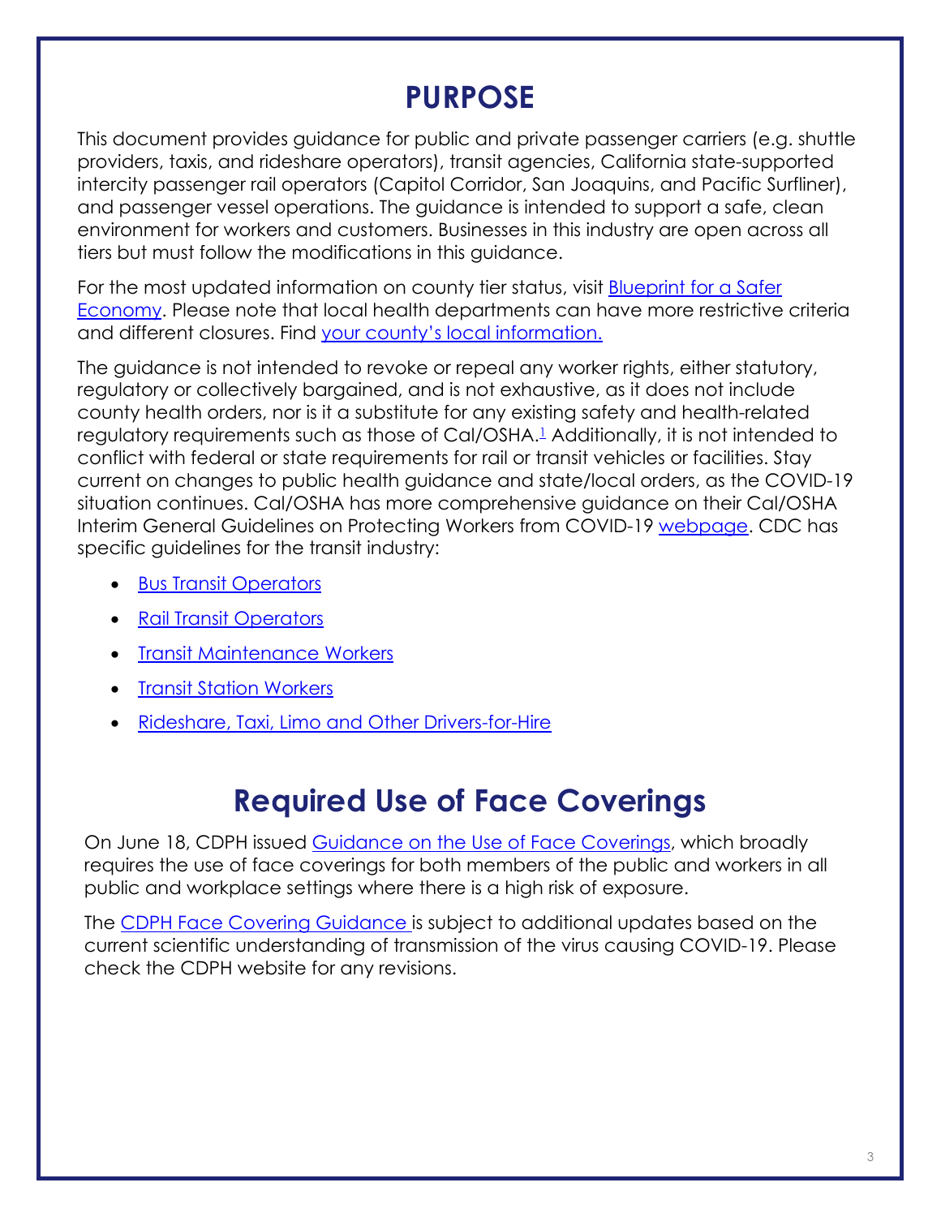# PURPOSE

This document provides guidance for public and private passenger carriers (e.g. shuttle providers, taxis, and rideshare operators), transit agencies, California state-supported intercity passenger rail operators (Capitol Corridor, San Joaquins, and Pacific Surfliner), and passenger vessel operations. The guidance is intended to support a safe, clean environment for workers and customers. Businesses in this industry are open across all tiers but must follow the modifications in this guidance.

For the most updated information on county tier status, visit Blueprint for a Safer Economy. Please note that local health departments can have more restrictive criteria and different closures. Find your county's local information.

The guidance is not intended to revoke or repeal any worker rights, either statutory, regulatory or collectively bargained, and is not exhaustive, as it does not include county health orders, nor is it a substitute for any existing safety and health-related regulatory requirements such as those of Cal/OSHA.[1] Additionally, it is not intended to conflict with federal or state requirements for rail or transit vehicles or facilities. Stay current on changes to public health guidance and state/local orders, as the COVID-19 situation continues. Cal/OSHA has more comprehensive guidance on their Cal/OSHA Interim General Guidelines on Protecting Workers from COVID-19 webpage. CDC has specific guidelines for the transit industry:

- Bus Transit Operators
- Rail Transit Operators
- Transit Maintenance Workers
- Transit Station Workers
- Rideshare, Taxi, Limo and Other Drivers-for-Hire

# Required Use of Face Coverings

On June 18, CDPH issued Guidance on the Use of Face Coverings, which broadly requires the use of face coverings for both members of the public and workers in all public and workplace settings where there is a high risk of exposure.

The CDPH Face Covering Guidance is subject to additional updates based on the current scientific understanding of transmission of the virus causing COVID-19. Please check the CDPH website for any revisions.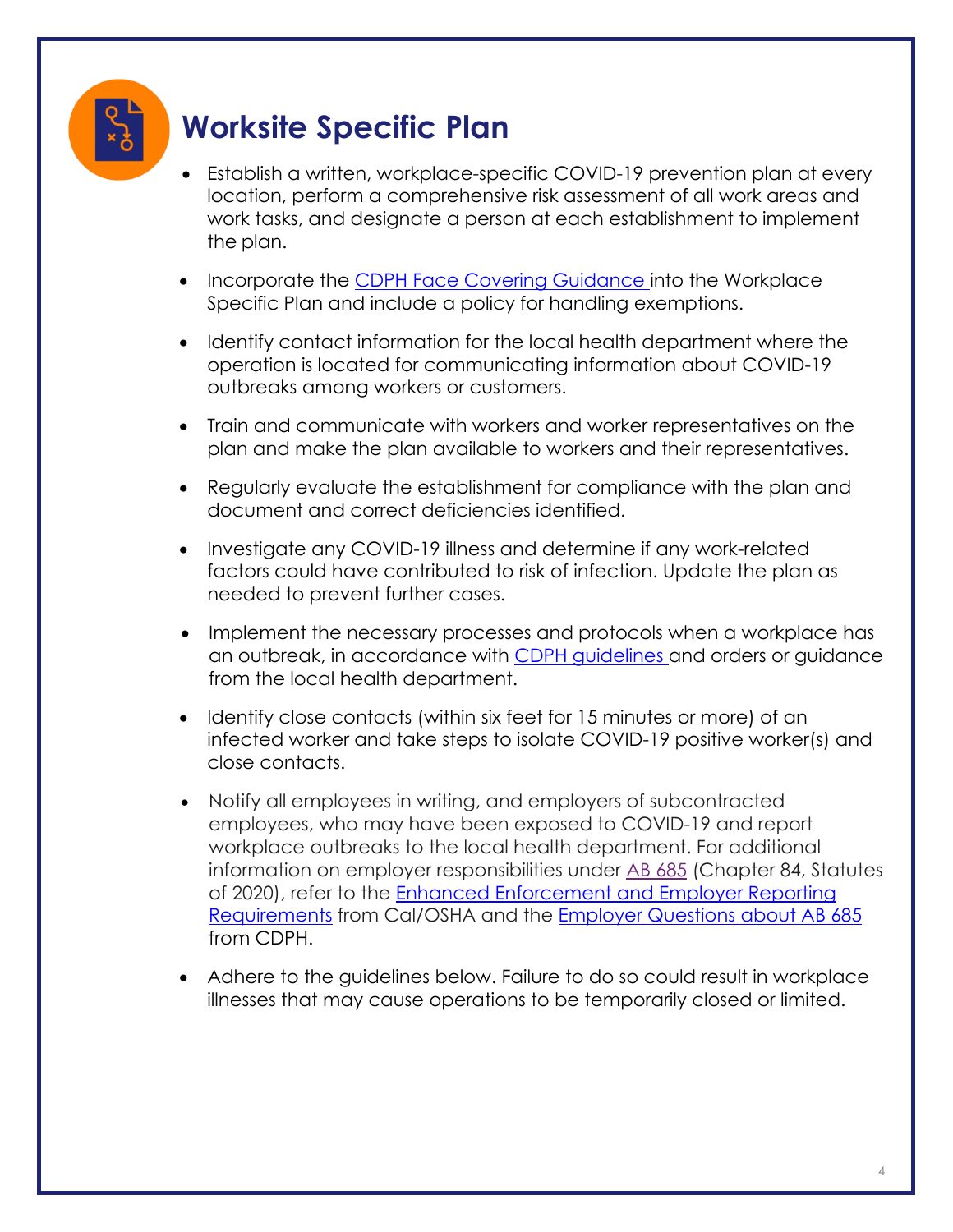## Worksite Specific Plan

- Establish a written, workplace-specific COVID-19 prevention plan at every location, perform a comprehensive risk assessment of all work areas and work tasks, and designate a person at each establishment to implement the plan.
- Incorporate the CDPH Face Covering Guidance into the Workplace Specific Plan and include a policy for handling exemptions.
- Identify contact information for the local health department where the operation is located for communicating information about COVID-19 outbreaks among workers or customers.
- Train and communicate with workers and worker representatives on the plan and make the plan available to workers and their representatives.
- Regularly evaluate the establishment for compliance with the plan and document and correct deficiencies identified.
- Investigate any COVID-19 illness and determine if any work-related factors could have contributed to risk of infection. Update the plan as needed to prevent further cases.
- Implement the necessary processes and protocols when a workplace has an outbreak, in accordance with CDPH guidelines and orders or guidance from the local health department.
- Identify close contacts (within six feet for 15 minutes or more) of an infected worker and take steps to isolate COVID-19 positive worker(s) and close contacts.
- Notify all employees in writing, and employers of subcontracted employees, who may have been exposed to COVID-19 and report workplace outbreaks to the local health department. For additional information on employer responsibilities under AB 685 (Chapter 84, Statutes of 2020), refer to the Enhanced Enforcement and Employer Reporting Requirements from Cal/OSHA and the Employer Questions about AB 685 from CDPH.
- Adhere to the guidelines below. Failure to do so could result in workplace illnesses that may cause operations to be temporarily closed or limited.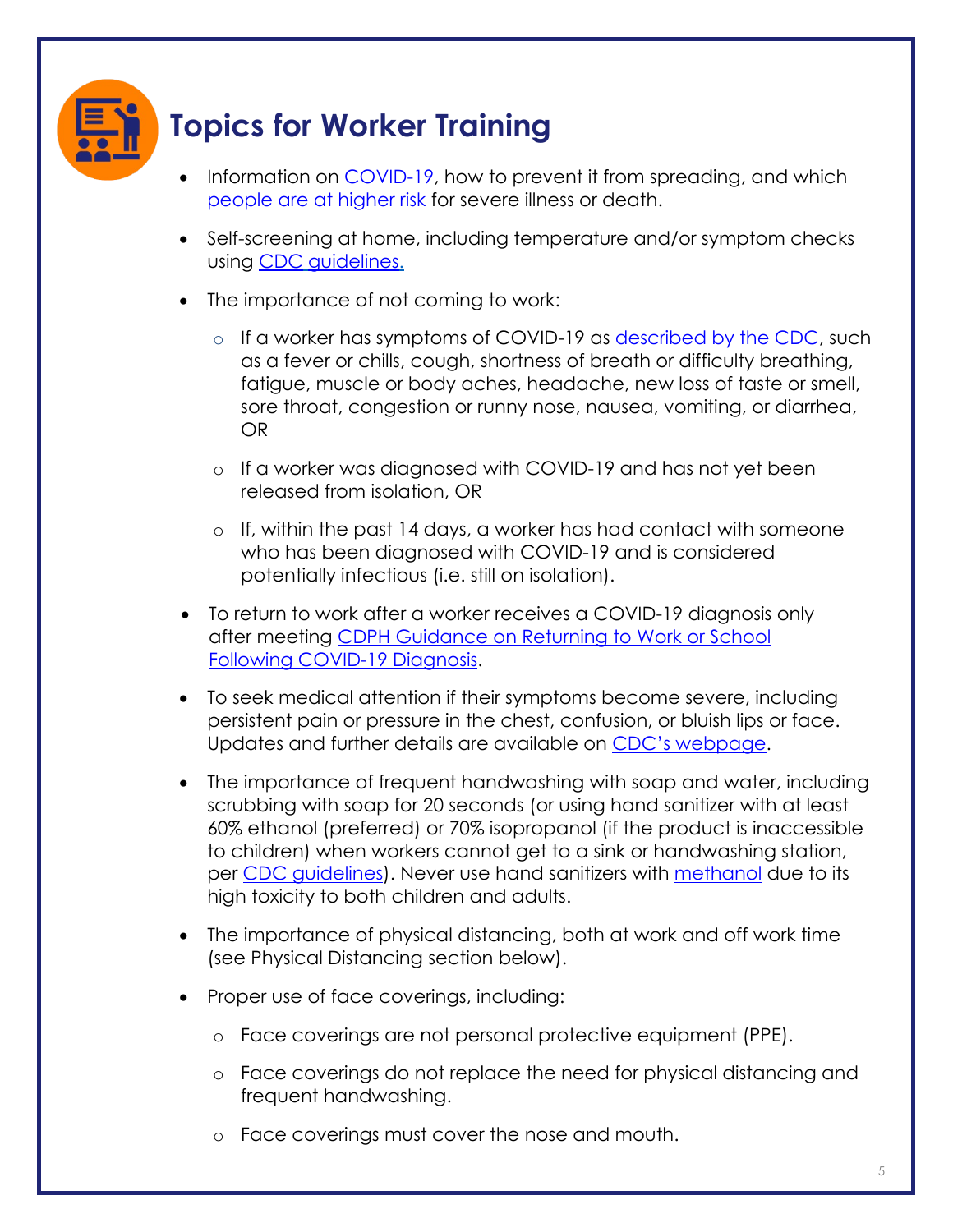## Topics for Worker Training

- Information on COVID-19, how to prevent it from spreading, and which people are at higher risk for severe illness or death.
- Self-screening at home, including temperature and/or symptom checks using CDC guidelines.
- The importance of not coming to work:
  - If a worker has symptoms of COVID-19 as described by the CDC, such as a fever or chills, cough, shortness of breath or difficulty breathing, fatigue, muscle or body aches, headache, new loss of taste or smell, sore throat, congestion or runny nose, nausea, vomiting, or diarrhea, OR
  - If a worker was diagnosed with COVID-19 and has not yet been released from isolation, OR
  - If, within the past 14 days, a worker has had contact with someone who has been diagnosed with COVID-19 and is considered potentially infectious (i.e. still on isolation).
- To return to work after a worker receives a COVID-19 diagnosis only after meeting CDPH Guidance on Returning to Work or School Following COVID-19 Diagnosis.
- To seek medical attention if their symptoms become severe, including persistent pain or pressure in the chest, confusion, or bluish lips or face. Updates and further details are available on CDC's webpage.
- The importance of frequent handwashing with soap and water, including scrubbing with soap for 20 seconds (or using hand sanitizer with at least 60% ethanol (preferred) or 70% isopropanol (if the product is inaccessible to children) when workers cannot get to a sink or handwashing station, per CDC guidelines). Never use hand sanitizers with methanol due to its high toxicity to both children and adults.
- The importance of physical distancing, both at work and off work time (see Physical Distancing section below).
- Proper use of face coverings, including:
  - Face coverings are not personal protective equipment (PPE).
  - Face coverings do not replace the need for physical distancing and frequent handwashing.
  - Face coverings must cover the nose and mouth.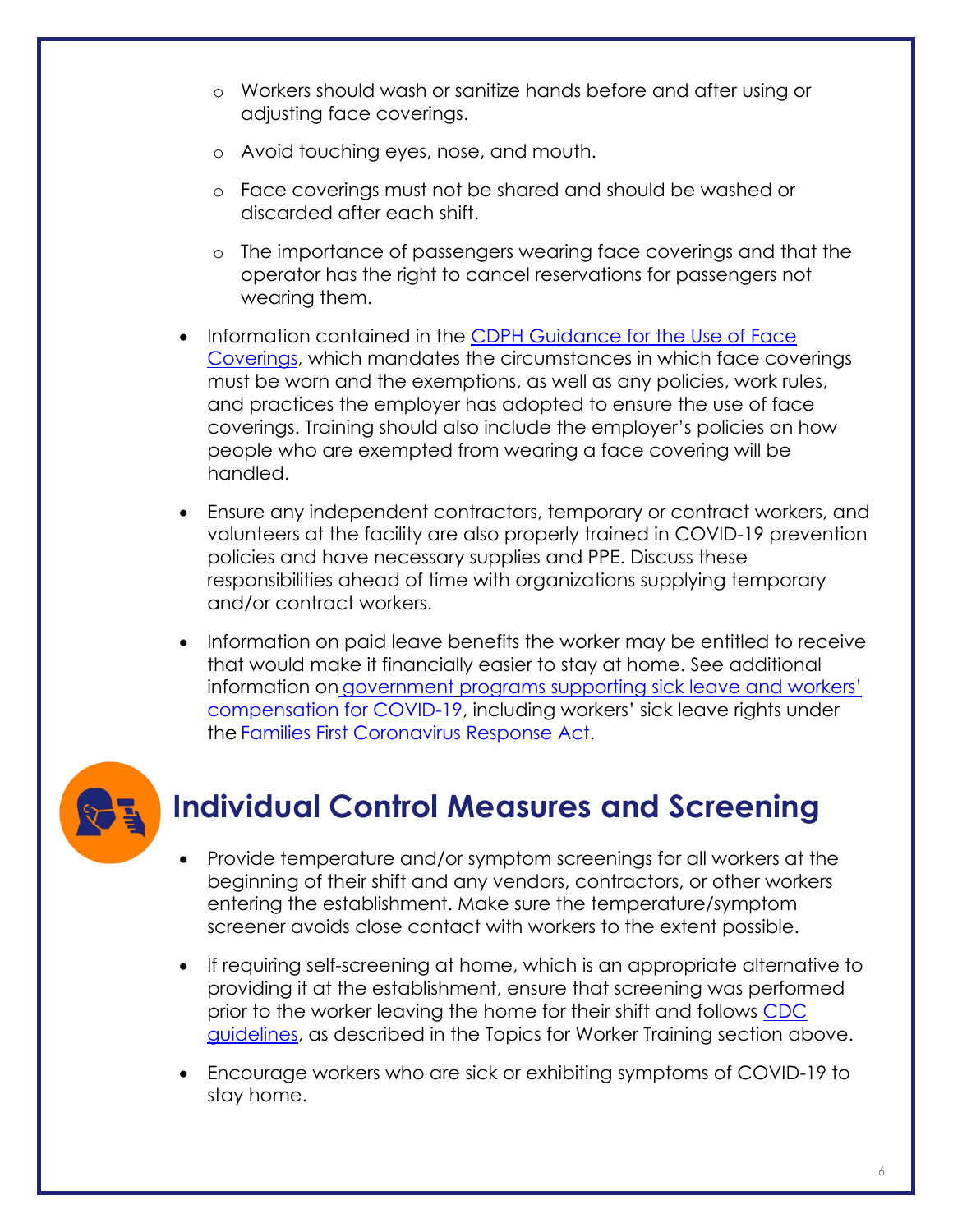- Workers should wash or sanitize hands before and after using or adjusting face coverings.
  - Avoid touching eyes, nose, and mouth.
  - Face coverings must not be shared and should be washed or discarded after each shift.
  - The importance of passengers wearing face coverings and that the operator has the right to cancel reservations for passengers not wearing them.

- Information contained in the [CDPH Guidance for the Use of Face Coverings](), which mandates the circumstances in which face coverings must be worn and the exemptions, as well as any policies, work rules, and practices the employer has adopted to ensure the use of face coverings. Training should also include the employer's policies on how people who are exempted from wearing a face covering will be handled.
- Ensure any independent contractors, temporary or contract workers, and volunteers at the facility are also properly trained in COVID-19 prevention policies and have necessary supplies and PPE. Discuss these responsibilities ahead of time with organizations supplying temporary and/or contract workers.
- Information on paid leave benefits the worker may be entitled to receive that would make it financially easier to stay at home. See additional information on [government programs supporting sick leave and workers' compensation for COVID-19](), including workers' sick leave rights under the [Families First Coronavirus Response Act]().

## Individual Control Measures and Screening

- Provide temperature and/or symptom screenings for all workers at the beginning of their shift and any vendors, contractors, or other workers entering the establishment. Make sure the temperature/symptom screener avoids close contact with workers to the extent possible.
- If requiring self-screening at home, which is an appropriate alternative to providing it at the establishment, ensure that screening was performed prior to the worker leaving the home for their shift and follows [CDC guidelines](), as described in the Topics for Worker Training section above.
- Encourage workers who are sick or exhibiting symptoms of COVID-19 to stay home.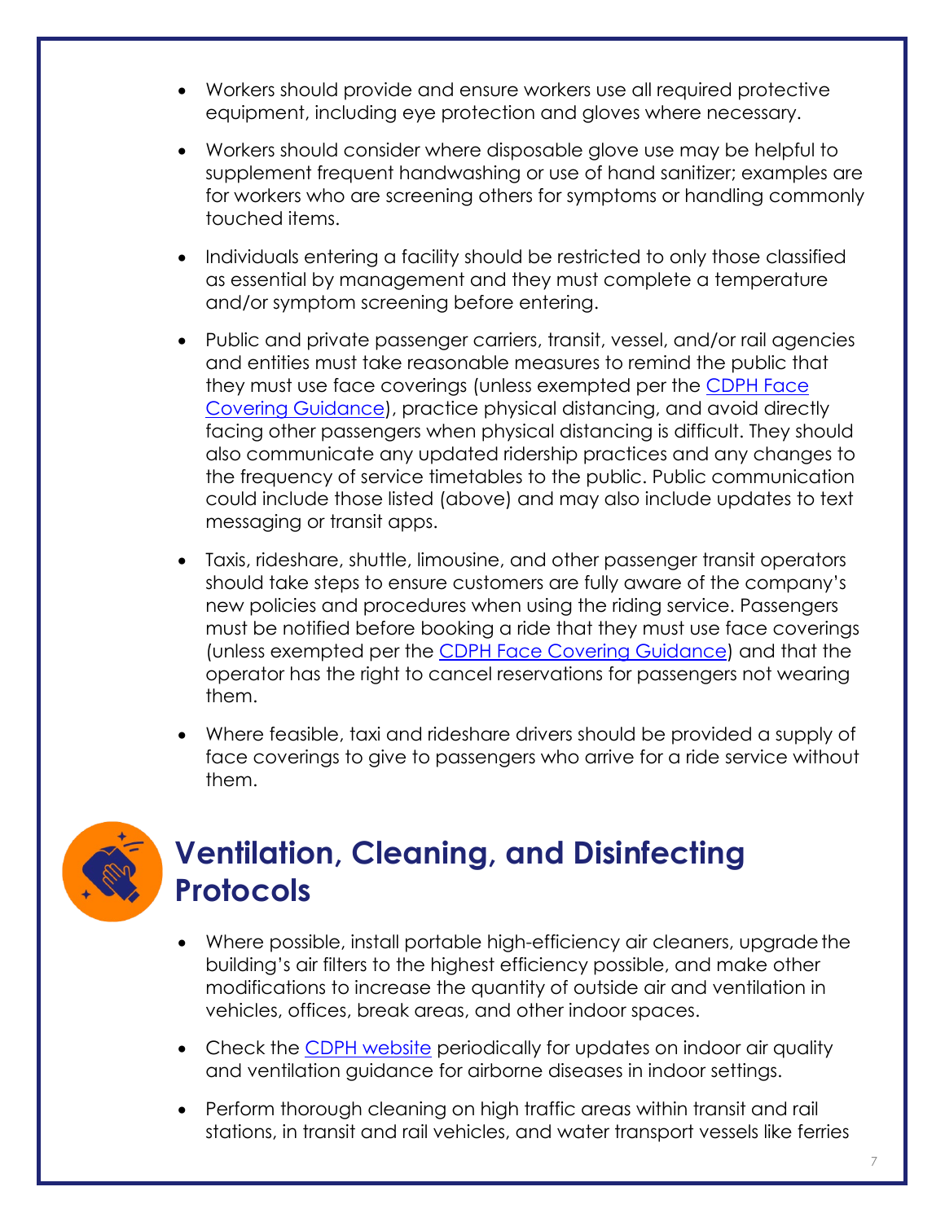- Workers should provide and ensure workers use all required protective equipment, including eye protection and gloves where necessary.
- Workers should consider where disposable glove use may be helpful to supplement frequent handwashing or use of hand sanitizer; examples are for workers who are screening others for symptoms or handling commonly touched items.
- Individuals entering a facility should be restricted to only those classified as essential by management and they must complete a temperature and/or symptom screening before entering.
- Public and private passenger carriers, transit, vessel, and/or rail agencies and entities must take reasonable measures to remind the public that they must use face coverings (unless exempted per the [CDPH Face Covering Guidance]()), practice physical distancing, and avoid directly facing other passengers when physical distancing is difficult. They should also communicate any updated ridership practices and any changes to the frequency of service timetables to the public. Public communication could include those listed (above) and may also include updates to text messaging or transit apps.
- Taxis, rideshare, shuttle, limousine, and other passenger transit operators should take steps to ensure customers are fully aware of the company's new policies and procedures when using the riding service. Passengers must be notified before booking a ride that they must use face coverings (unless exempted per the [CDPH Face Covering Guidance]()) and that the operator has the right to cancel reservations for passengers not wearing them.
- Where feasible, taxi and rideshare drivers should be provided a supply of face coverings to give to passengers who arrive for a ride service without them.

## Ventilation, Cleaning, and Disinfecting Protocols

- Where possible, install portable high-efficiency air cleaners, upgrade the building's air filters to the highest efficiency possible, and make other modifications to increase the quantity of outside air and ventilation in vehicles, offices, break areas, and other indoor spaces.
- Check the [CDPH website]() periodically for updates on indoor air quality and ventilation guidance for airborne diseases in indoor settings.
- Perform thorough cleaning on high traffic areas within transit and rail stations, in transit and rail vehicles, and water transport vessels like ferries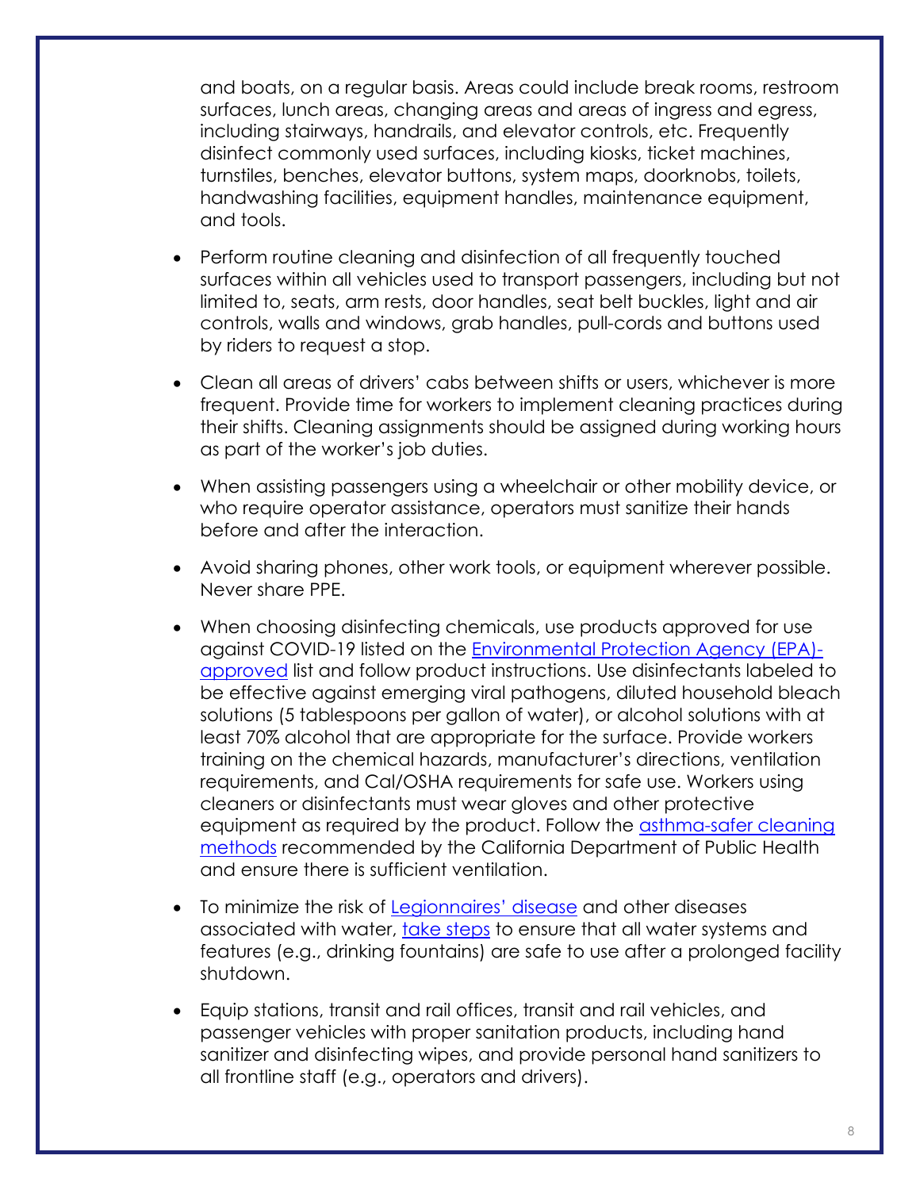and boats, on a regular basis. Areas could include break rooms, restroom surfaces, lunch areas, changing areas and areas of ingress and egress, including stairways, handrails, and elevator controls, etc. Frequently disinfect commonly used surfaces, including kiosks, ticket machines, turnstiles, benches, elevator buttons, system maps, doorknobs, toilets, handwashing facilities, equipment handles, maintenance equipment, and tools.

- Perform routine cleaning and disinfection of all frequently touched surfaces within all vehicles used to transport passengers, including but not limited to, seats, arm rests, door handles, seat belt buckles, light and air controls, walls and windows, grab handles, pull-cords and buttons used by riders to request a stop.

- Clean all areas of drivers' cabs between shifts or users, whichever is more frequent. Provide time for workers to implement cleaning practices during their shifts. Cleaning assignments should be assigned during working hours as part of the worker's job duties.

- When assisting passengers using a wheelchair or other mobility device, or who require operator assistance, operators must sanitize their hands before and after the interaction.

- Avoid sharing phones, other work tools, or equipment wherever possible. Never share PPE.

- When choosing disinfecting chemicals, use products approved for use against COVID-19 listed on the [Environmental Protection Agency (EPA)-approved]() list and follow product instructions. Use disinfectants labeled to be effective against emerging viral pathogens, diluted household bleach solutions (5 tablespoons per gallon of water), or alcohol solutions with at least 70% alcohol that are appropriate for the surface. Provide workers training on the chemical hazards, manufacturer's directions, ventilation requirements, and Cal/OSHA requirements for safe use. Workers using cleaners or disinfectants must wear gloves and other protective equipment as required by the product. Follow the [asthma-safer cleaning methods]() recommended by the California Department of Public Health and ensure there is sufficient ventilation.

- To minimize the risk of [Legionnaires' disease]() and other diseases associated with water, [take steps]() to ensure that all water systems and features (e.g., drinking fountains) are safe to use after a prolonged facility shutdown.

- Equip stations, transit and rail offices, transit and rail vehicles, and passenger vehicles with proper sanitation products, including hand sanitizer and disinfecting wipes, and provide personal hand sanitizers to all frontline staff (e.g., operators and drivers).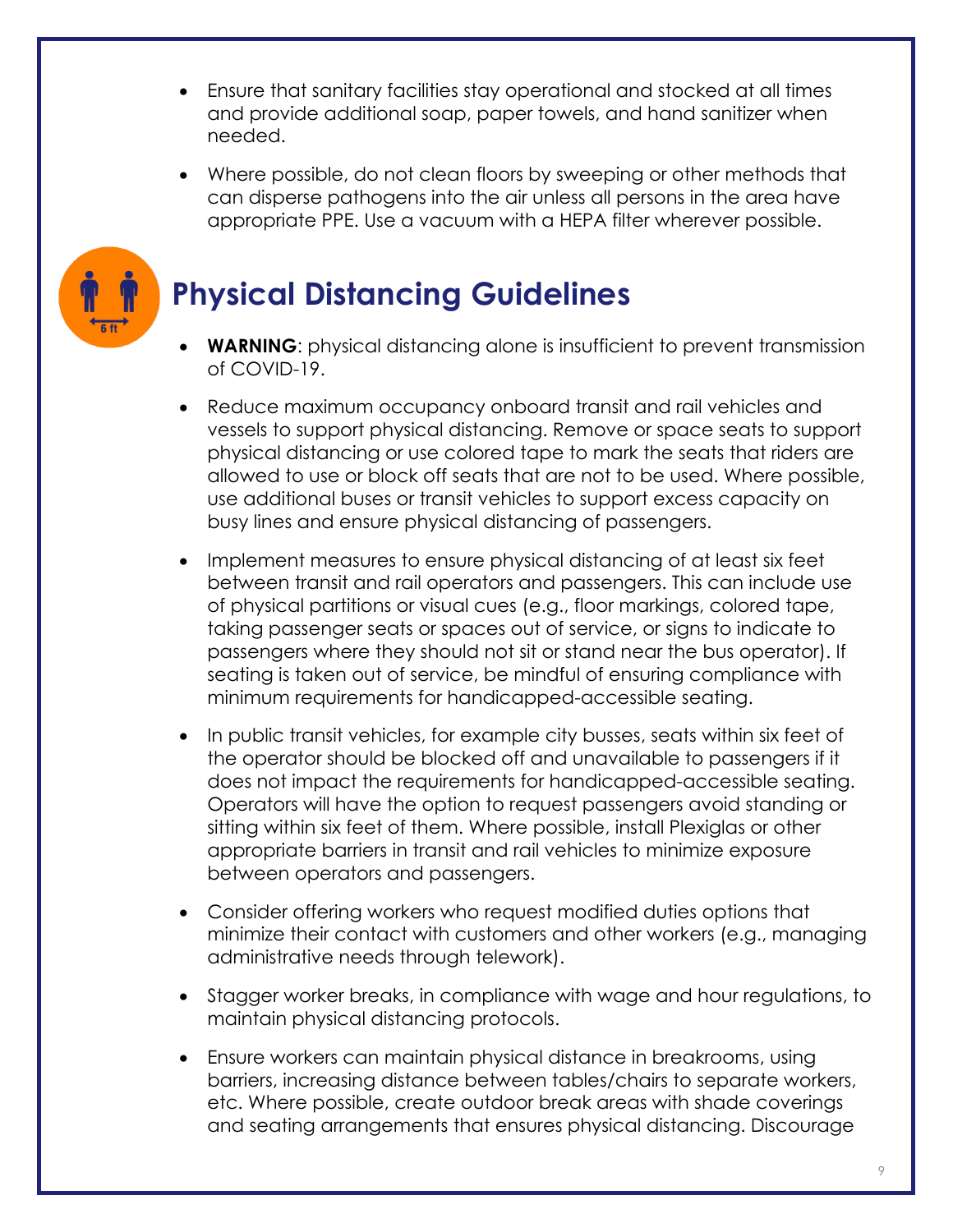- Ensure that sanitary facilities stay operational and stocked at all times and provide additional soap, paper towels, and hand sanitizer when needed.
- Where possible, do not clean floors by sweeping or other methods that can disperse pathogens into the air unless all persons in the area have appropriate PPE. Use a vacuum with a HEPA filter wherever possible.

## Physical Distancing Guidelines

- **WARNING**: physical distancing alone is insufficient to prevent transmission of COVID-19.
- Reduce maximum occupancy onboard transit and rail vehicles and vessels to support physical distancing. Remove or space seats to support physical distancing or use colored tape to mark the seats that riders are allowed to use or block off seats that are not to be used. Where possible, use additional buses or transit vehicles to support excess capacity on busy lines and ensure physical distancing of passengers.
- Implement measures to ensure physical distancing of at least six feet between transit and rail operators and passengers. This can include use of physical partitions or visual cues (e.g., floor markings, colored tape, taking passenger seats or spaces out of service, or signs to indicate to passengers where they should not sit or stand near the bus operator). If seating is taken out of service, be mindful of ensuring compliance with minimum requirements for handicapped-accessible seating.
- In public transit vehicles, for example city busses, seats within six feet of the operator should be blocked off and unavailable to passengers if it does not impact the requirements for handicapped-accessible seating. Operators will have the option to request passengers avoid standing or sitting within six feet of them. Where possible, install Plexiglas or other appropriate barriers in transit and rail vehicles to minimize exposure between operators and passengers.
- Consider offering workers who request modified duties options that minimize their contact with customers and other workers (e.g., managing administrative needs through telework).
- Stagger worker breaks, in compliance with wage and hour regulations, to maintain physical distancing protocols.
- Ensure workers can maintain physical distance in breakrooms, using barriers, increasing distance between tables/chairs to separate workers, etc. Where possible, create outdoor break areas with shade coverings and seating arrangements that ensures physical distancing. Discourage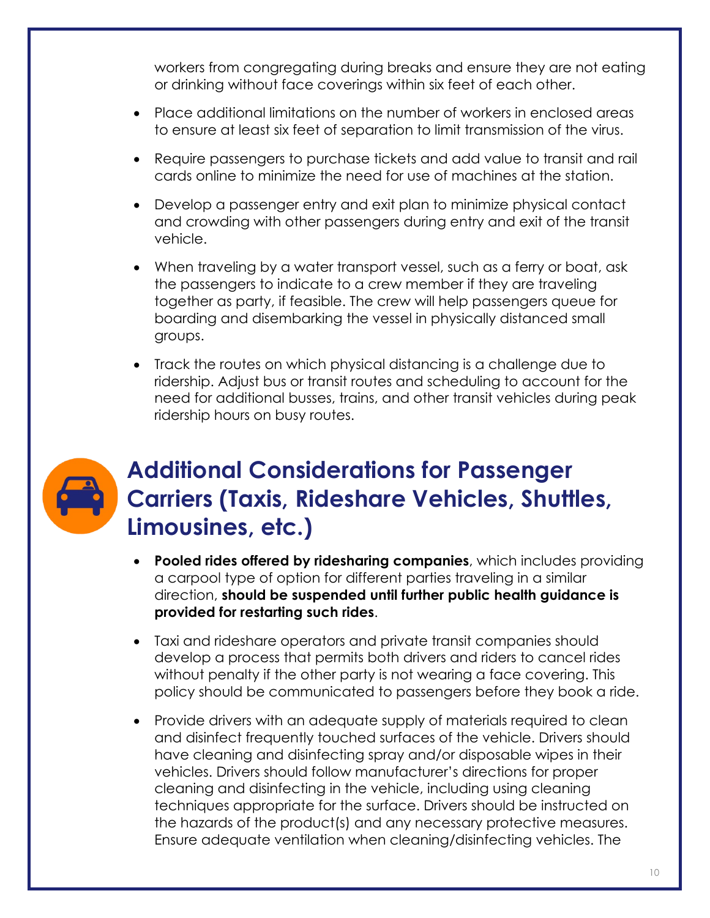workers from congregating during breaks and ensure they are not eating or drinking without face coverings within six feet of each other.

- Place additional limitations on the number of workers in enclosed areas to ensure at least six feet of separation to limit transmission of the virus.
- Require passengers to purchase tickets and add value to transit and rail cards online to minimize the need for use of machines at the station.
- Develop a passenger entry and exit plan to minimize physical contact and crowding with other passengers during entry and exit of the transit vehicle.
- When traveling by a water transport vessel, such as a ferry or boat, ask the passengers to indicate to a crew member if they are traveling together as party, if feasible. The crew will help passengers queue for boarding and disembarking the vessel in physically distanced small groups.
- Track the routes on which physical distancing is a challenge due to ridership. Adjust bus or transit routes and scheduling to account for the need for additional busses, trains, and other transit vehicles during peak ridership hours on busy routes.

## Additional Considerations for Passenger Carriers (Taxis, Rideshare Vehicles, Shuttles, Limousines, etc.)

- **Pooled rides offered by ridesharing companies**, which includes providing a carpool type of option for different parties traveling in a similar direction, **should be suspended until further public health guidance is provided for restarting such rides**.
- Taxi and rideshare operators and private transit companies should develop a process that permits both drivers and riders to cancel rides without penalty if the other party is not wearing a face covering. This policy should be communicated to passengers before they book a ride.
- Provide drivers with an adequate supply of materials required to clean and disinfect frequently touched surfaces of the vehicle. Drivers should have cleaning and disinfecting spray and/or disposable wipes in their vehicles. Drivers should follow manufacturer's directions for proper cleaning and disinfecting in the vehicle, including using cleaning techniques appropriate for the surface. Drivers should be instructed on the hazards of the product(s) and any necessary protective measures. Ensure adequate ventilation when cleaning/disinfecting vehicles. The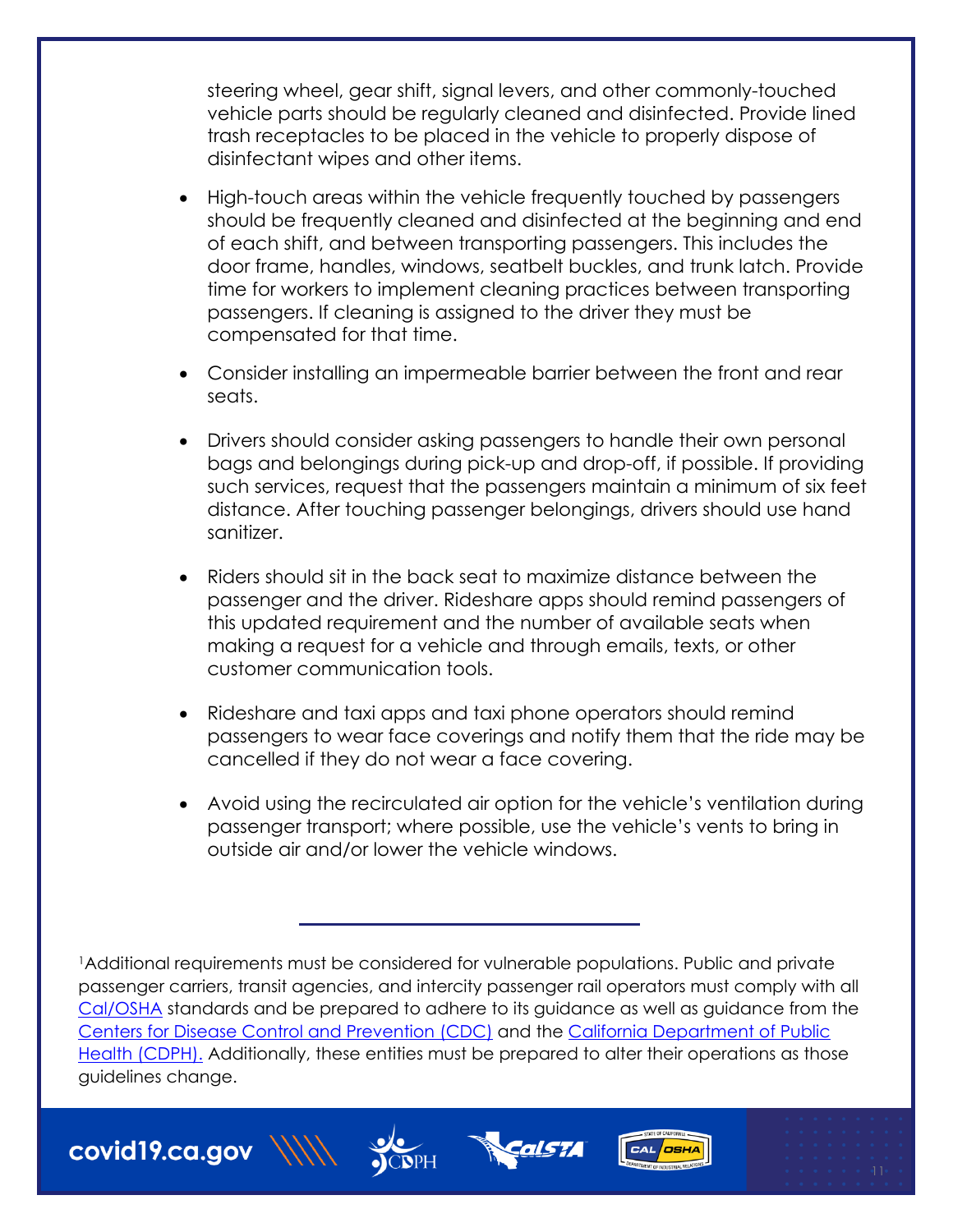steering wheel, gear shift, signal levers, and other commonly-touched vehicle parts should be regularly cleaned and disinfected. Provide lined trash receptacles to be placed in the vehicle to properly dispose of disinfectant wipes and other items.

- High-touch areas within the vehicle frequently touched by passengers should be frequently cleaned and disinfected at the beginning and end of each shift, and between transporting passengers. This includes the door frame, handles, windows, seatbelt buckles, and trunk latch. Provide time for workers to implement cleaning practices between transporting passengers. If cleaning is assigned to the driver they must be compensated for that time.
- Consider installing an impermeable barrier between the front and rear seats.
- Drivers should consider asking passengers to handle their own personal bags and belongings during pick-up and drop-off, if possible. If providing such services, request that the passengers maintain a minimum of six feet distance. After touching passenger belongings, drivers should use hand sanitizer.
- Riders should sit in the back seat to maximize distance between the passenger and the driver. Rideshare apps should remind passengers of this updated requirement and the number of available seats when making a request for a vehicle and through emails, texts, or other customer communication tools.
- Rideshare and taxi apps and taxi phone operators should remind passengers to wear face coverings and notify them that the ride may be cancelled if they do not wear a face covering.
- Avoid using the recirculated air option for the vehicle's ventilation during passenger transport; where possible, use the vehicle's vents to bring in outside air and/or lower the vehicle windows.

---

[1]Additional requirements must be considered for vulnerable populations. Public and private passenger carriers, transit agencies, and intercity passenger rail operators must comply with all Cal/OSHA standards and be prepared to adhere to its guidance as well as guidance from the Centers for Disease Control and Prevention (CDC) and the California Department of Public Health (CDPH). Additionally, these entities must be prepared to alter their operations as those guidelines change.